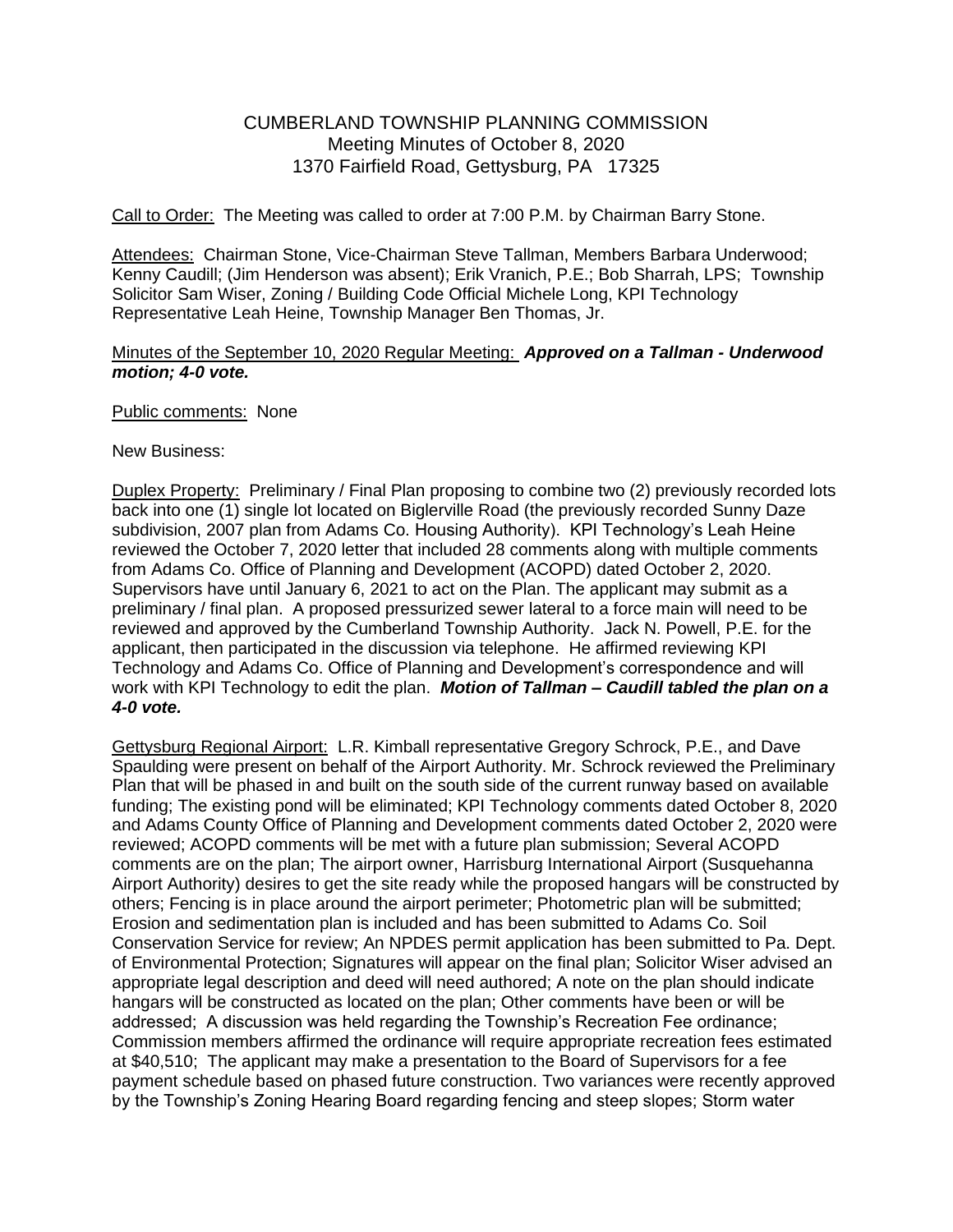# CUMBERLAND TOWNSHIP PLANNING COMMISSION

Meeting Minutes of October 8, 2020
1370 Fairfield Road, Gettysburg, PA 17325

Call to Order: The Meeting was called to order at 7:00 P.M. by Chairman Barry Stone.

Attendees: Chairman Stone, Vice-Chairman Steve Tallman, Members Barbara Underwood; Kenny Caudill; (Jim Henderson was absent); Erik Vranich, P.E.; Bob Sharrah, LPS; Township Solicitor Sam Wiser, Zoning / Building Code Official Michele Long, KPI Technology Representative Leah Heine, Township Manager Ben Thomas, Jr.

Minutes of the September 10, 2020 Regular Meeting: ***Approved on a Tallman - Underwood motion; 4-0 vote.***

Public comments: None

New Business:

Duplex Property: Preliminary / Final Plan proposing to combine two (2) previously recorded lots back into one (1) single lot located on Biglerville Road (the previously recorded Sunny Daze subdivision, 2007 plan from Adams Co. Housing Authority). KPI Technology's Leah Heine reviewed the October 7, 2020 letter that included 28 comments along with multiple comments from Adams Co. Office of Planning and Development (ACOPD) dated October 2, 2020. Supervisors have until January 6, 2021 to act on the Plan. The applicant may submit as a preliminary / final plan. A proposed pressurized sewer lateral to a force main will need to be reviewed and approved by the Cumberland Township Authority. Jack N. Powell, P.E. for the applicant, then participated in the discussion via telephone. He affirmed reviewing KPI Technology and Adams Co. Office of Planning and Development's correspondence and will work with KPI Technology to edit the plan. ***Motion of Tallman – Caudill tabled the plan on a 4-0 vote.***

Gettysburg Regional Airport: L.R. Kimball representative Gregory Schrock, P.E., and Dave Spaulding were present on behalf of the Airport Authority. Mr. Schrock reviewed the Preliminary Plan that will be phased in and built on the south side of the current runway based on available funding; The existing pond will be eliminated; KPI Technology comments dated October 8, 2020 and Adams County Office of Planning and Development comments dated October 2, 2020 were reviewed; ACOPD comments will be met with a future plan submission; Several ACOPD comments are on the plan; The airport owner, Harrisburg International Airport (Susquehanna Airport Authority) desires to get the site ready while the proposed hangars will be constructed by others; Fencing is in place around the airport perimeter; Photometric plan will be submitted; Erosion and sedimentation plan is included and has been submitted to Adams Co. Soil Conservation Service for review; An NPDES permit application has been submitted to Pa. Dept. of Environmental Protection; Signatures will appear on the final plan; Solicitor Wiser advised an appropriate legal description and deed will need authored; A note on the plan should indicate hangars will be constructed as located on the plan; Other comments have been or will be addressed; A discussion was held regarding the Township's Recreation Fee ordinance; Commission members affirmed the ordinance will require appropriate recreation fees estimated at $40,510; The applicant may make a presentation to the Board of Supervisors for a fee payment schedule based on phased future construction. Two variances were recently approved by the Township's Zoning Hearing Board regarding fencing and steep slopes; Storm water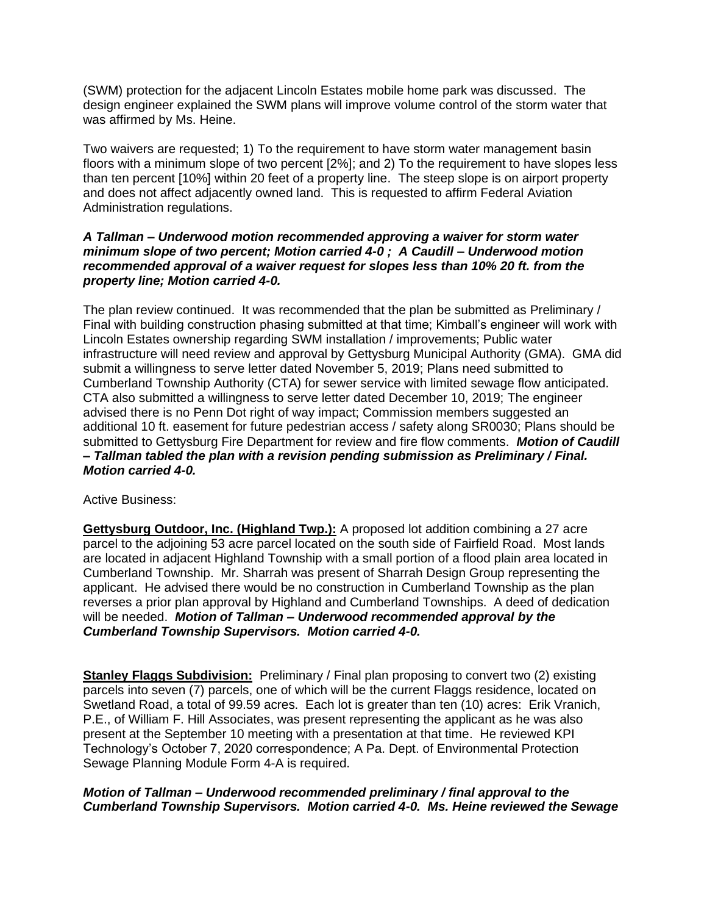(SWM) protection for the adjacent Lincoln Estates mobile home park was discussed. The design engineer explained the SWM plans will improve volume control of the storm water that was affirmed by Ms. Heine.

Two waivers are requested; 1) To the requirement to have storm water management basin floors with a minimum slope of two percent [2%]; and 2) To the requirement to have slopes less than ten percent [10%] within 20 feet of a property line. The steep slope is on airport property and does not affect adjacently owned land. This is requested to affirm Federal Aviation Administration regulations.

***A Tallman – Underwood motion recommended approving a waiver for storm water minimum slope of two percent; Motion carried 4-0 ; A Caudill – Underwood motion recommended approval of a waiver request for slopes less than 10% 20 ft. from the property line; Motion carried 4-0.***

The plan review continued. It was recommended that the plan be submitted as Preliminary / Final with building construction phasing submitted at that time; Kimball's engineer will work with Lincoln Estates ownership regarding SWM installation / improvements; Public water infrastructure will need review and approval by Gettysburg Municipal Authority (GMA). GMA did submit a willingness to serve letter dated November 5, 2019; Plans need submitted to Cumberland Township Authority (CTA) for sewer service with limited sewage flow anticipated. CTA also submitted a willingness to serve letter dated December 10, 2019; The engineer advised there is no Penn Dot right of way impact; Commission members suggested an additional 10 ft. easement for future pedestrian access / safety along SR0030; Plans should be submitted to Gettysburg Fire Department for review and fire flow comments. ***Motion of Caudill – Tallman tabled the plan with a revision pending submission as Preliminary / Final. Motion carried 4-0.***

Active Business:

**Gettysburg Outdoor, Inc. (Highland Twp.):** A proposed lot addition combining a 27 acre parcel to the adjoining 53 acre parcel located on the south side of Fairfield Road. Most lands are located in adjacent Highland Township with a small portion of a flood plain area located in Cumberland Township. Mr. Sharrah was present of Sharrah Design Group representing the applicant. He advised there would be no construction in Cumberland Township as the plan reverses a prior plan approval by Highland and Cumberland Townships. A deed of dedication will be needed. ***Motion of Tallman – Underwood recommended approval by the Cumberland Township Supervisors. Motion carried 4-0.***

**Stanley Flaggs Subdivision:** Preliminary / Final plan proposing to convert two (2) existing parcels into seven (7) parcels, one of which will be the current Flaggs residence, located on Swetland Road, a total of 99.59 acres. Each lot is greater than ten (10) acres: Erik Vranich, P.E., of William F. Hill Associates, was present representing the applicant as he was also present at the September 10 meeting with a presentation at that time. He reviewed KPI Technology's October 7, 2020 correspondence; A Pa. Dept. of Environmental Protection Sewage Planning Module Form 4-A is required.

***Motion of Tallman – Underwood recommended preliminary / final approval to the Cumberland Township Supervisors. Motion carried 4-0. Ms. Heine reviewed the Sewage***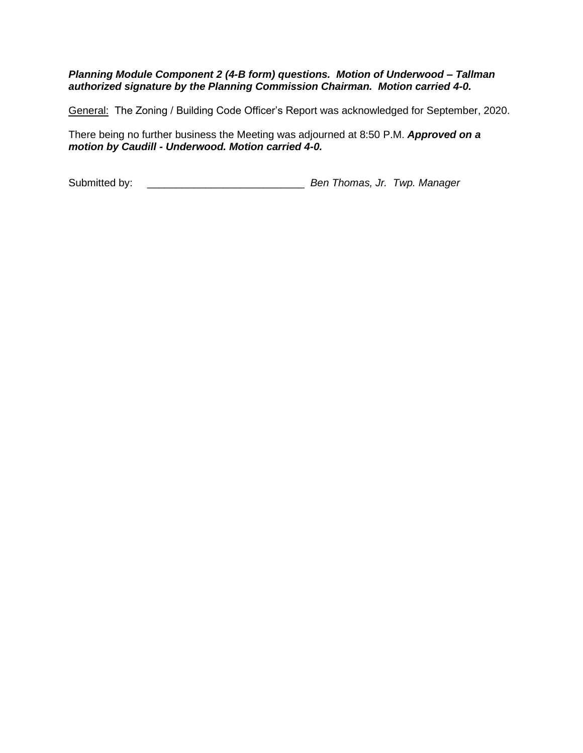***Planning Module Component 2 (4-B form) questions. Motion of Underwood – Tallman authorized signature by the Planning Commission Chairman. Motion carried 4-0.***

General: The Zoning / Building Code Officer's Report was acknowledged for September, 2020.

There being no further business the Meeting was adjourned at 8:50 P.M. ***Approved on a motion by Caudill - Underwood. Motion carried 4-0.***

Submitted by: ___________________________ *Ben Thomas, Jr. Twp. Manager*